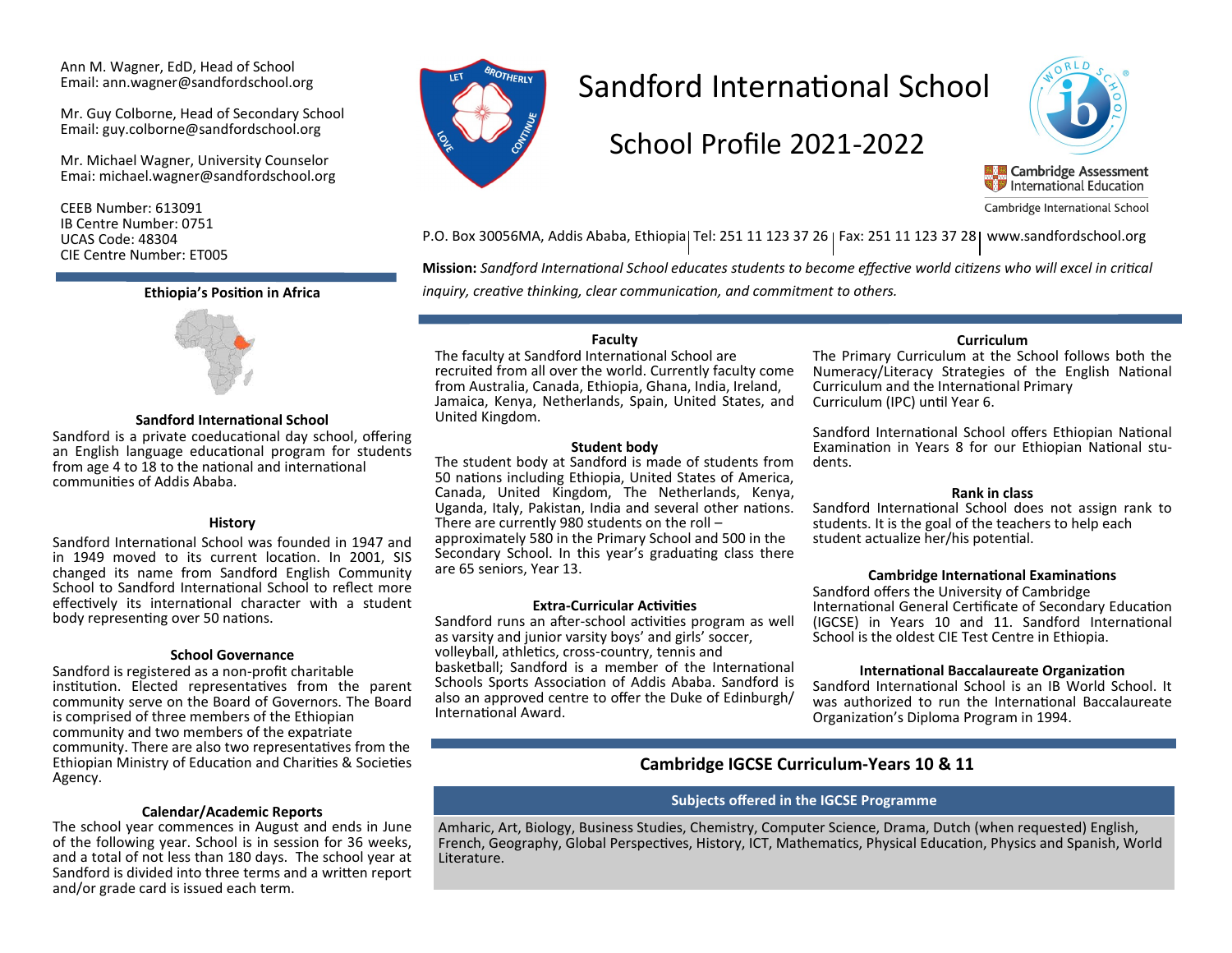Ann M. Wagner, EdD, Head of School
Email: ann.wagner@sandfordschool.org

Mr. Guy Colborne, Head of Secondary School
Email: guy.colborne@sandfordschool.org

Mr. Michael Wagner, University Counselor
Emai: michael.wagner@sandfordschool.org

CEEB Number: 613091
IB Centre Number: 0751
UCAS Code: 48304
CIE Centre Number: ET005

# Sandford International School

## School Profile 2021-2022

Cambridge Assessment International Education
Cambridge International School

P.O. Box 30056MA, Addis Ababa, Ethiopia | Tel: 251 11 123 37 26 | Fax: 251 11 123 37 28 | www.sandfordschool.org

**Mission:** *Sandford International School educates students to become effective world citizens who will excel in critical inquiry, creative thinking, clear communication, and commitment to others.*

### Ethiopia's Position in Africa

### Sandford International School

Sandford is a private coeducational day school, offering an English language educational program for students from age 4 to 18 to the national and international communities of Addis Ababa.

### History

Sandford International School was founded in 1947 and in 1949 moved to its current location. In 2001, SIS changed its name from Sandford English Community School to Sandford International School to reflect more effectively its international character with a student body representing over 50 nations.

### School Governance

Sandford is registered as a non-profit charitable institution. Elected representatives from the parent community serve on the Board of Governors. The Board is comprised of three members of the Ethiopian community and two members of the expatriate community. There are also two representatives from the Ethiopian Ministry of Education and Charities & Societies Agency.

### Calendar/Academic Reports

The school year commences in August and ends in June of the following year. School is in session for 36 weeks, and a total of not less than 180 days. The school year at Sandford is divided into three terms and a written report and/or grade card is issued each term.

### Faculty

The faculty at Sandford International School are recruited from all over the world. Currently faculty come from Australia, Canada, Ethiopia, Ghana, India, Ireland, Jamaica, Kenya, Netherlands, Spain, United States, and United Kingdom.

### Student body

The student body at Sandford is made of students from 50 nations including Ethiopia, United States of America, Canada, United Kingdom, The Netherlands, Kenya, Uganda, Italy, Pakistan, India and several other nations. There are currently 980 students on the roll – approximately 580 in the Primary School and 500 in the Secondary School. In this year's graduating class there are 65 seniors, Year 13.

### Extra-Curricular Activities

Sandford runs an after-school activities program as well as varsity and junior varsity boys' and girls' soccer, volleyball, athletics, cross-country, tennis and basketball; Sandford is a member of the International Schools Sports Association of Addis Ababa. Sandford is also an approved centre to offer the Duke of Edinburgh/ International Award.

### Curriculum

The Primary Curriculum at the School follows both the Numeracy/Literacy Strategies of the English National Curriculum and the International Primary Curriculum (IPC) until Year 6.

Sandford International School offers Ethiopian National Examination in Years 8 for our Ethiopian National students.

### Rank in class

Sandford International School does not assign rank to students. It is the goal of the teachers to help each student actualize her/his potential.

### Cambridge International Examinations

Sandford offers the University of Cambridge International General Certificate of Secondary Education (IGCSE) in Years 10 and 11. Sandford International School is the oldest CIE Test Centre in Ethiopia.

### International Baccalaureate Organization

Sandford International School is an IB World School. It was authorized to run the International Baccalaureate Organization's Diploma Program in 1994.

## Cambridge IGCSE Curriculum-Years 10 & 11

| Subjects offered in the IGCSE Programme |
|---|
| Amharic, Art, Biology, Business Studies, Chemistry, Computer Science, Drama, Dutch (when requested) English, French, Geography, Global Perspectives, History, ICT, Mathematics, Physical Education, Physics and Spanish, World Literature. |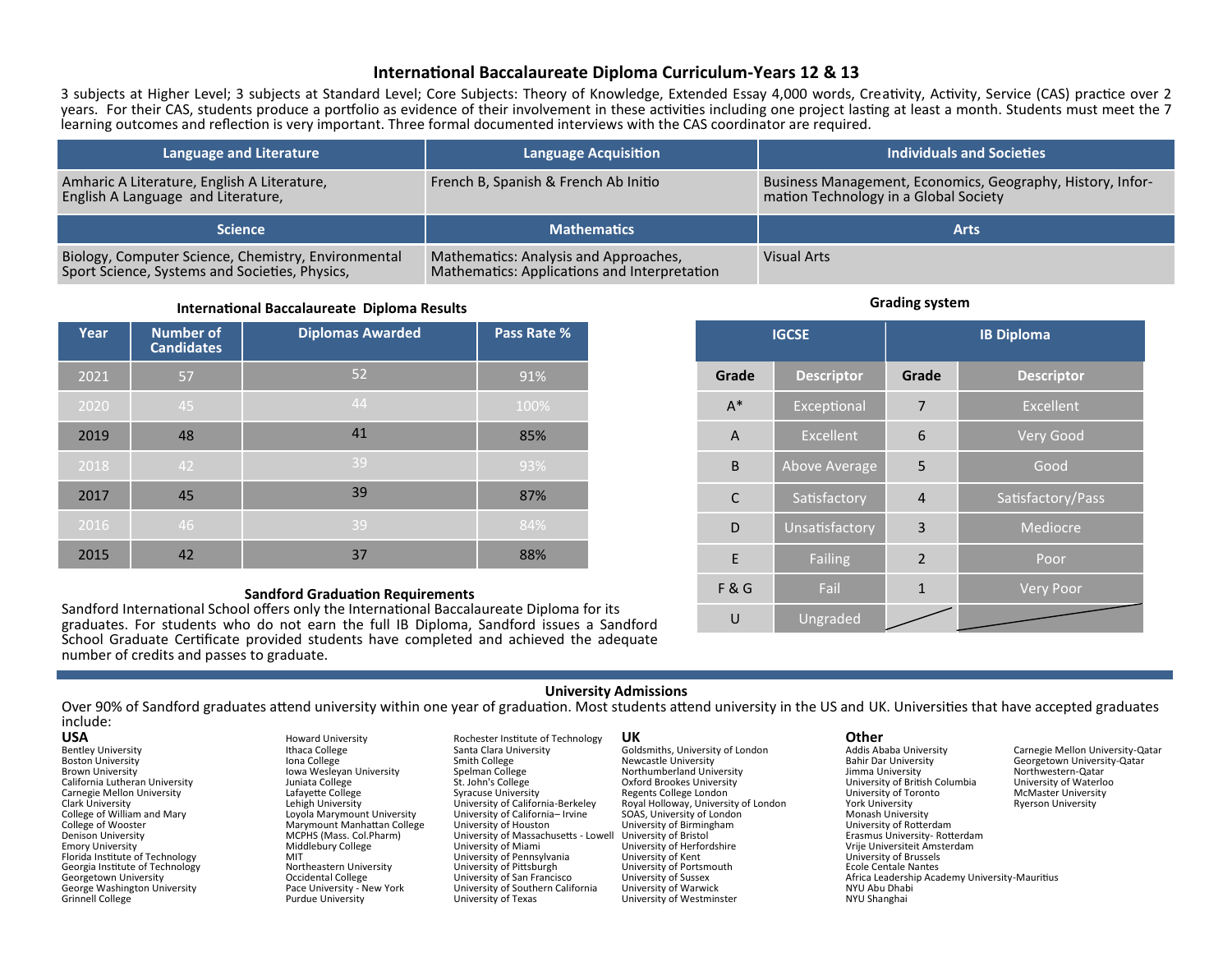## International Baccalaureate Diploma Curriculum-Years 12 & 13

3 subjects at Higher Level; 3 subjects at Standard Level; Core Subjects: Theory of Knowledge, Extended Essay 4,000 words, Creativity, Activity, Service (CAS) practice over 2 years. For their CAS, students produce a portfolio as evidence of their involvement in these activities including one project lasting at least a month. Students must meet the 7 learning outcomes and reflection is very important. Three formal documented interviews with the CAS coordinator are required.

| Language and Literature | Language Acquisition | Individuals and Societies |
|---|---|---|
| Amharic A Literature, English A Literature, English A Language and Literature, | French B, Spanish & French Ab Initio | Business Management, Economics, Geography, History, Information Technology in a Global Society |
| **Science** | **Mathematics** | **Arts** |
| Biology, Computer Science, Chemistry, Environmental Sport Science, Systems and Societies, Physics, | Mathematics: Analysis and Approaches, Mathematics: Applications and Interpretation | Visual Arts |

### International Baccalaureate Diploma Results

| Year | Number of Candidates | Diplomas Awarded | Pass Rate % |
|---|---|---|---|
| 2021 | 57 | 52 | 91% |
| 2020 | 45 | 44 | 100% |
| 2019 | 48 | 41 | 85% |
| 2018 | 42 | 39 | 93% |
| 2017 | 45 | 39 | 87% |
| 2016 | 46 | 39 | 84% |
| 2015 | 42 | 37 | 88% |

### Grading system

| IGCSE | | IB Diploma | |
|---|---|---|---|
| Grade | Descriptor | Grade | Descriptor |
| A* | Exceptional | 7 | Excellent |
| A | Excellent | 6 | Very Good |
| B | Above Average | 5 | Good |
| C | Satisfactory | 4 | Satisfactory/Pass |
| D | Unsatisfactory | 3 | Mediocre |
| E | Failing | 2 | Poor |
| F & G | Fail | 1 | Very Poor |
| U | Ungraded | | |

### Sandford Graduation Requirements

Sandford International School offers only the International Baccalaureate Diploma for its graduates. For students who do not earn the full IB Diploma, Sandford issues a Sandford School Graduate Certificate provided students have completed and achieved the adequate number of credits and passes to graduate.

### University Admissions

Over 90% of Sandford graduates attend university within one year of graduation. Most students attend university in the US and UK. Universities that have accepted graduates include:

**USA**

Bentley University
Boston University
Brown University
California Lutheran University
Carnegie Mellon University
Clark University
College of William and Mary
College of Wooster
Denison University
Emory University
Florida Institute of Technology
Georgia Institute of Technology
Georgetown University
George Washington University
Grinnell College
Howard University
Ithaca College
Iona College
Iowa Wesleyan University
Juniata College
Lafayette College
Lehigh University
Loyola Marymount University
Marymount Manhattan College
MCPHS (Mass. Col.Pharm)
Middlebury College
MIT
Northeastern University
Occidental College
Pace University - New York
Purdue University
Rochester Institute of Technology
Santa Clara University
Smith College
Spelman College
St. John's College
Syracuse University
University of California-Berkeley
University of California– Irvine
University of Houston
University of Massachusetts - Lowell
University of Miami
University of Pennsylvania
University of Pittsburgh
University of San Francisco
University of Southern California
University of Texas

**UK**

Goldsmiths, University of London
Newcastle University
Northumberland University
Oxford Brookes University
Regents College London
Royal Holloway, University of London
SOAS, University of London
University of Birmingham
University of Bristol
University of Herfordshire
University of Kent
University of Portsmouth
University of Sussex
University of Warwick
University of Westminster

**Other**

Addis Ababa University
Bahir Dar University
Jimma University
University of British Columbia
University of Toronto
York University
Monash University
University of Rotterdam
Erasmus University- Rotterdam
Vrije Universiteit Amsterdam
University of Brussels
Ecole Centale Nantes
Africa Leadership Academy University-Mauritius
NYU Abu Dhabi
NYU Shanghai
Carnegie Mellon University-Qatar
Georgetown University-Qatar
Northwestern-Qatar
University of Waterloo
McMaster University
Ryerson University